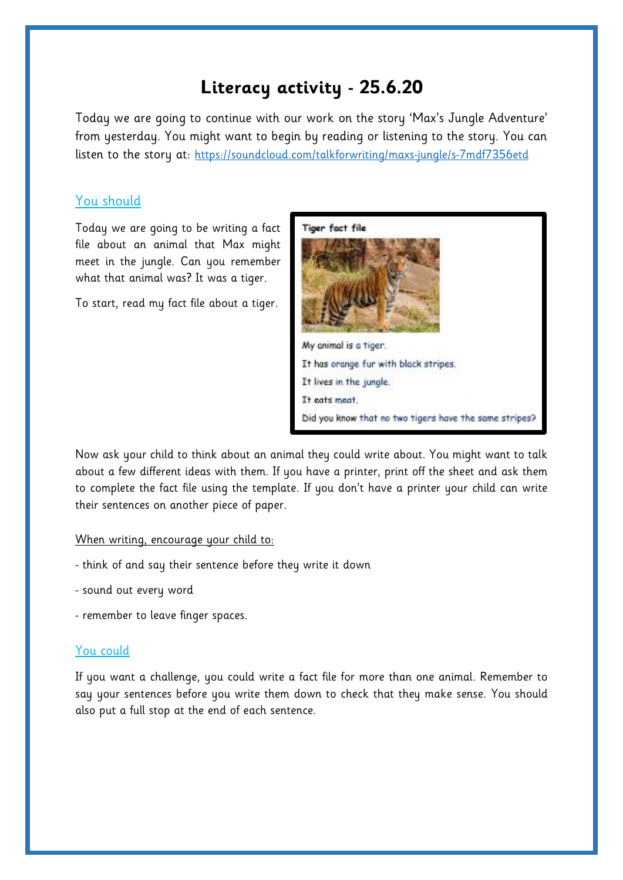# Literacy activity - 25.6.20

Today we are going to continue with our work on the story 'Max's Jungle Adventure' from yesterday. You might want to begin by reading or listening to the story. You can listen to the story at: https://soundcloud.com/talkforwriting/maxs-jungle/s-7mdf7356etd

## You should

Today we are going to be writing a fact file about an animal that Max might meet in the jungle. Can you remember what that animal was? It was a tiger.

To start, read my fact file about a tiger.

**Tiger fact file**

My animal is a tiger.

It has orange fur with black stripes.

It lives in the jungle.

It eats meat.

Did you know that no two tigers have the same stripes?

Now ask your child to think about an animal they could write about. You might want to talk about a few different ideas with them. If you have a printer, print off the sheet and ask them to complete the fact file using the template. If you don't have a printer your child can write their sentences on another piece of paper.

When writing, encourage your child to:

- think of and say their sentence before they write it down
- sound out every word
- remember to leave finger spaces.

## You could

If you want a challenge, you could write a fact file for more than one animal. Remember to say your sentences before you write them down to check that they make sense. You should also put a full stop at the end of each sentence.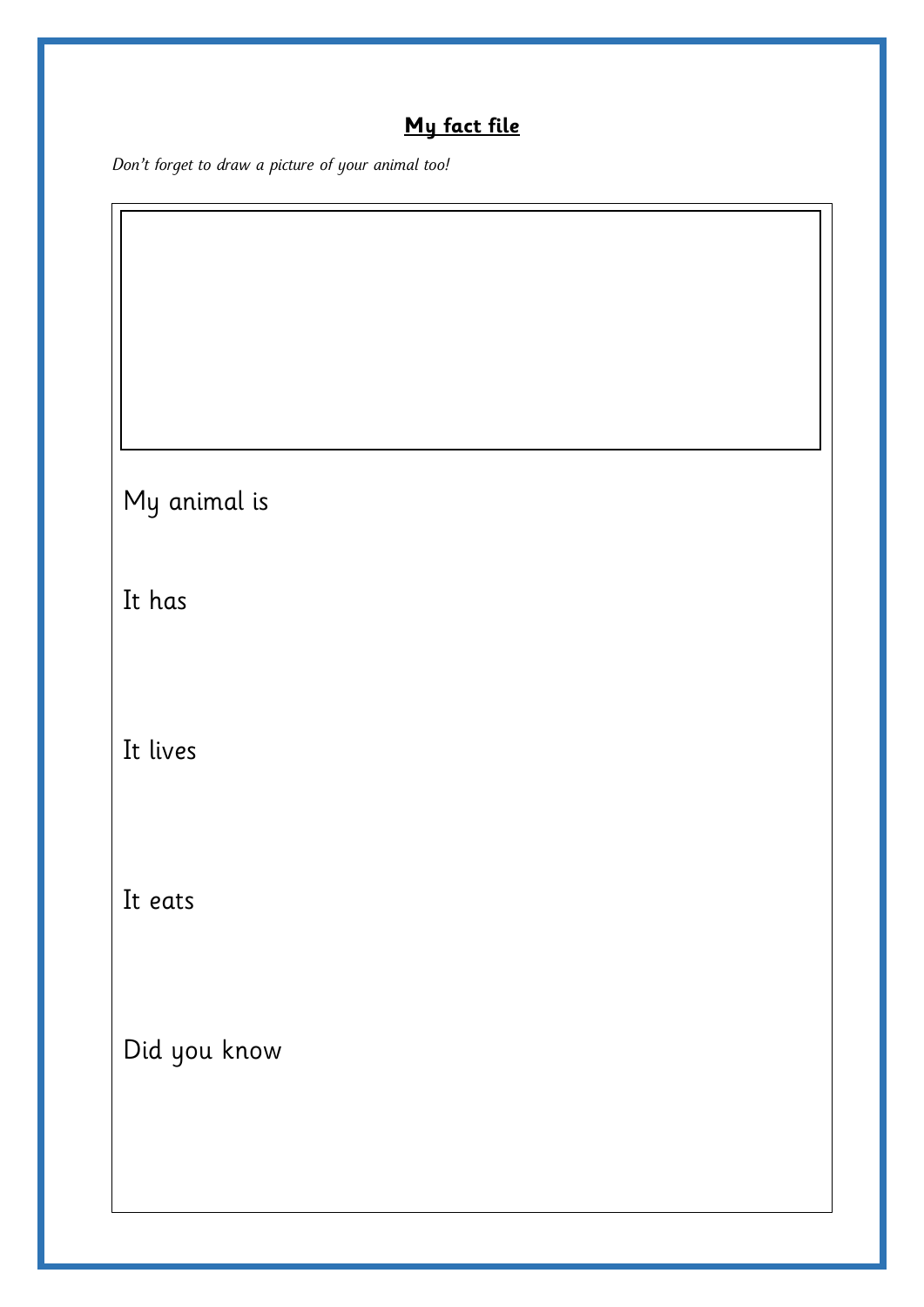**My fact file**

*Don't forget to draw a picture of your animal too!*

My animal is

It has

It lives

It eats

Did you know